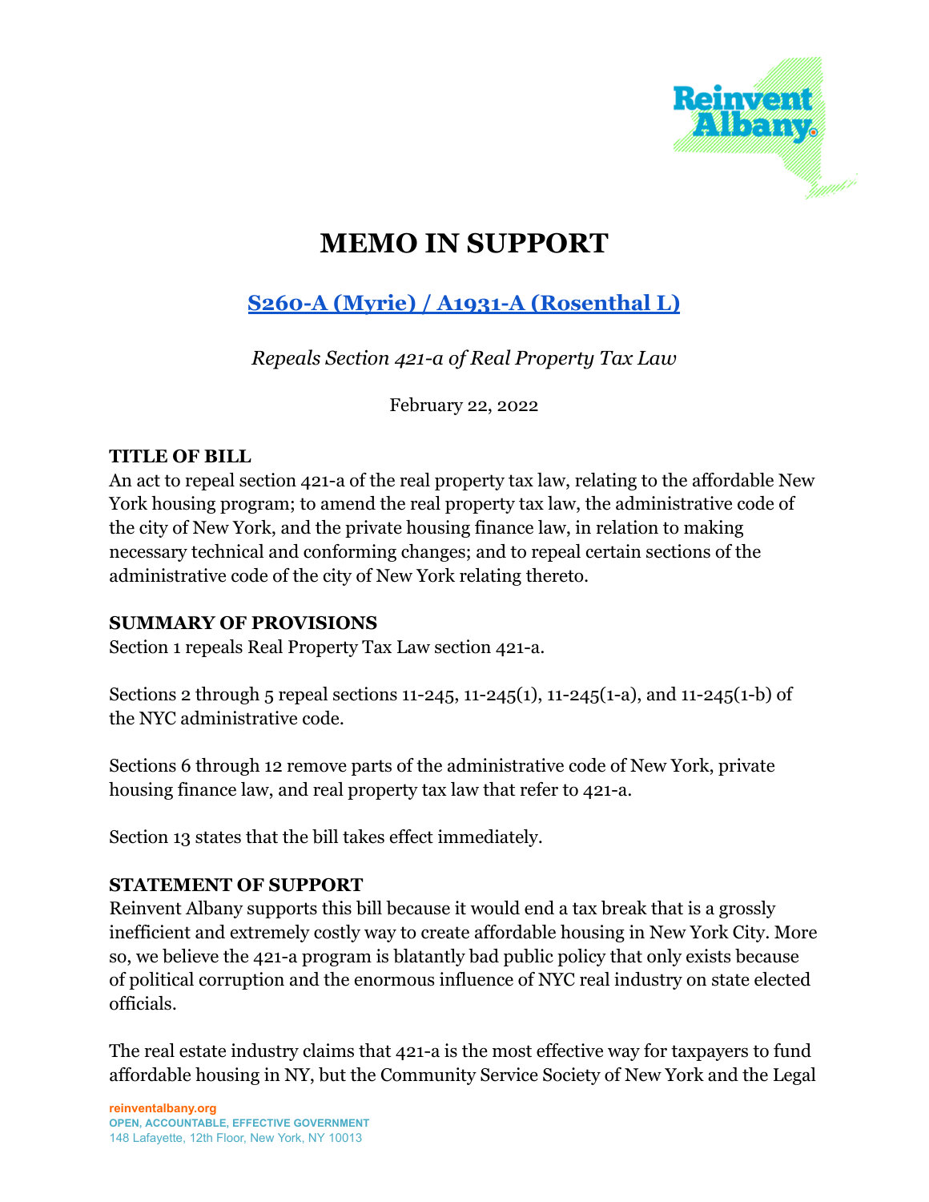# MEMO IN SUPPORT

## [S260-A (Myrie) / A1931-A (Rosenthal L)]

*Repeals Section 421-a of Real Property Tax Law*

February 22, 2022

**TITLE OF BILL**

An act to repeal section 421-a of the real property tax law, relating to the affordable New York housing program; to amend the real property tax law, the administrative code of the city of New York, and the private housing finance law, in relation to making necessary technical and conforming changes; and to repeal certain sections of the administrative code of the city of New York relating thereto.

**SUMMARY OF PROVISIONS**

Section 1 repeals Real Property Tax Law section 421-a.

Sections 2 through 5 repeal sections 11-245, 11-245(1), 11-245(1-a), and 11-245(1-b) of the NYC administrative code.

Sections 6 through 12 remove parts of the administrative code of New York, private housing finance law, and real property tax law that refer to 421-a.

Section 13 states that the bill takes effect immediately.

**STATEMENT OF SUPPORT**

Reinvent Albany supports this bill because it would end a tax break that is a grossly inefficient and extremely costly way to create affordable housing in New York City. More so, we believe the 421-a program is blatantly bad public policy that only exists because of political corruption and the enormous influence of NYC real industry on state elected officials.

The real estate industry claims that 421-a is the most effective way for taxpayers to fund affordable housing in NY, but the Community Service Society of New York and the Legal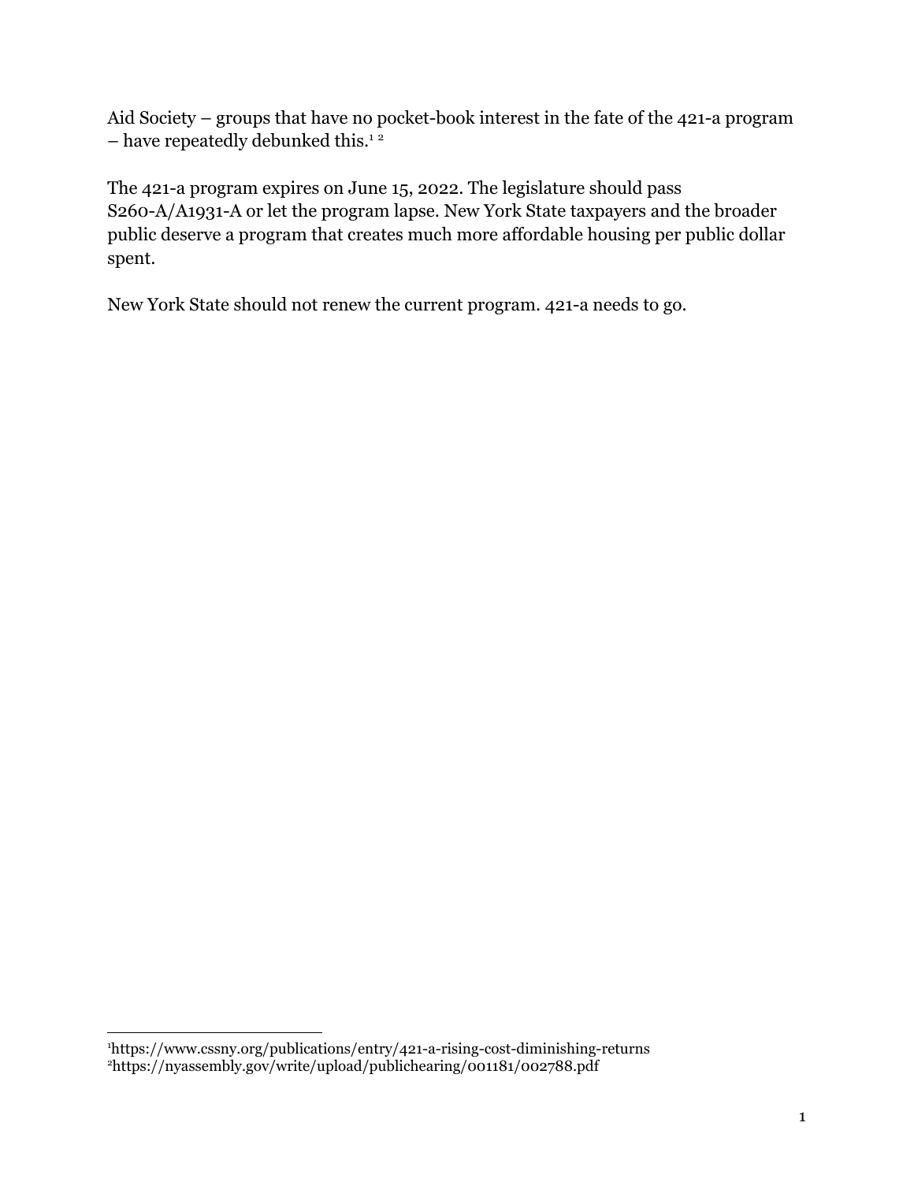Aid Society – groups that have no pocket-book interest in the fate of the 421-a program – have repeatedly debunked this.[1] [2]

The 421-a program expires on June 15, 2022. The legislature should pass S260-A/A1931-A or let the program lapse. New York State taxpayers and the broader public deserve a program that creates much more affordable housing per public dollar spent.

New York State should not renew the current program. 421-a needs to go.

---

[1] https://www.cssny.org/publications/entry/421-a-rising-cost-diminishing-returns

[2] https://nyassembly.gov/write/upload/publichearing/001181/002788.pdf